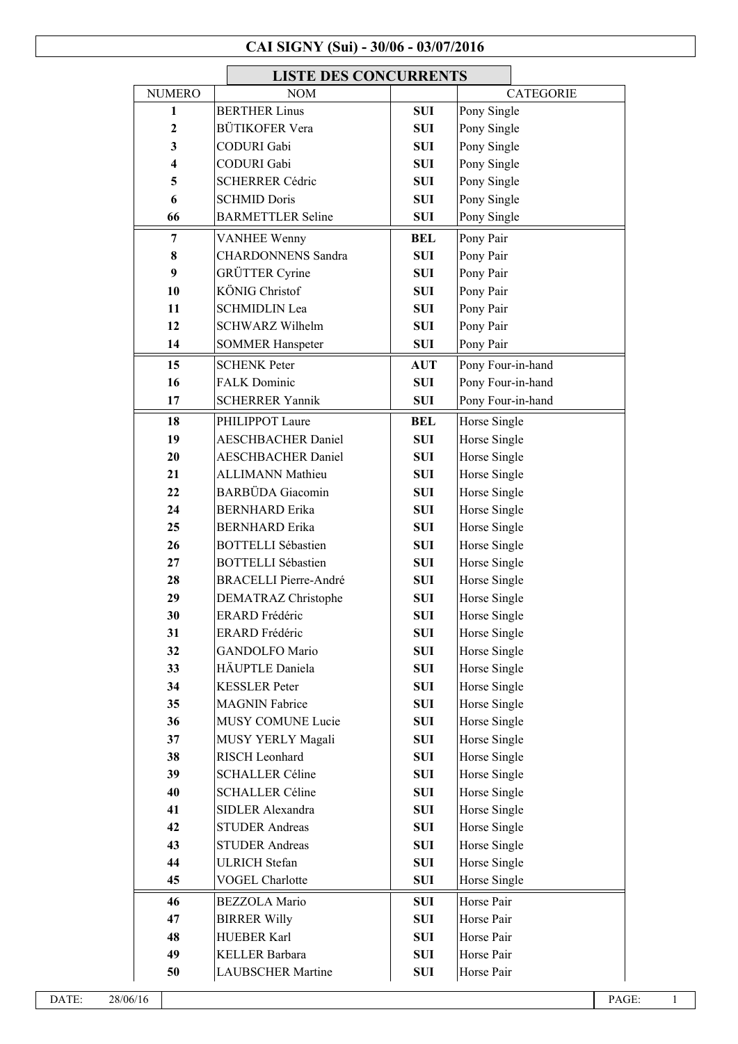# CAI SIGNY (Sui) - 30/06 - 03/07/2016

## LISTE DES CONCURRENTS

| NUMERO | NOM | | CATEGORIE |
|---|---|---|---|
| **1** | BERTHER Linus | **SUI** | Pony Single |
| **2** | BÜTIKOFER Vera | **SUI** | Pony Single |
| **3** | CODURI Gabi | **SUI** | Pony Single |
| **4** | CODURI Gabi | **SUI** | Pony Single |
| **5** | SCHERRER Cédric | **SUI** | Pony Single |
| **6** | SCHMID Doris | **SUI** | Pony Single |
| **66** | BARMETTLER Seline | **SUI** | Pony Single |
| **7** | VANHEE Wenny | **BEL** | Pony Pair |
| **8** | CHARDONNENS Sandra | **SUI** | Pony Pair |
| **9** | GRÜTTER Cyrine | **SUI** | Pony Pair |
| **10** | KÖNIG Christof | **SUI** | Pony Pair |
| **11** | SCHMIDLIN Lea | **SUI** | Pony Pair |
| **12** | SCHWARZ Wilhelm | **SUI** | Pony Pair |
| **14** | SOMMER Hanspeter | **SUI** | Pony Pair |
| **15** | SCHENK Peter | **AUT** | Pony Four-in-hand |
| **16** | FALK Dominic | **SUI** | Pony Four-in-hand |
| **17** | SCHERRER Yannik | **SUI** | Pony Four-in-hand |
| **18** | PHILIPPOT Laure | **BEL** | Horse Single |
| **19** | AESCHBACHER Daniel | **SUI** | Horse Single |
| **20** | AESCHBACHER Daniel | **SUI** | Horse Single |
| **21** | ALLIMANN Mathieu | **SUI** | Horse Single |
| **22** | BARBÜDA Giacomin | **SUI** | Horse Single |
| **24** | BERNHARD Erika | **SUI** | Horse Single |
| **25** | BERNHARD Erika | **SUI** | Horse Single |
| **26** | BOTTELLI Sébastien | **SUI** | Horse Single |
| **27** | BOTTELLI Sébastien | **SUI** | Horse Single |
| **28** | BRACELLI Pierre-André | **SUI** | Horse Single |
| **29** | DEMATRAZ Christophe | **SUI** | Horse Single |
| **30** | ERARD Frédéric | **SUI** | Horse Single |
| **31** | ERARD Frédéric | **SUI** | Horse Single |
| **32** | GANDOLFO Mario | **SUI** | Horse Single |
| **33** | HÄUPTLE Daniela | **SUI** | Horse Single |
| **34** | KESSLER Peter | **SUI** | Horse Single |
| **35** | MAGNIN Fabrice | **SUI** | Horse Single |
| **36** | MUSY COMUNE Lucie | **SUI** | Horse Single |
| **37** | MUSY YERLY Magali | **SUI** | Horse Single |
| **38** | RISCH Leonhard | **SUI** | Horse Single |
| **39** | SCHALLER Céline | **SUI** | Horse Single |
| **40** | SCHALLER Céline | **SUI** | Horse Single |
| **41** | SIDLER Alexandra | **SUI** | Horse Single |
| **42** | STUDER Andreas | **SUI** | Horse Single |
| **43** | STUDER Andreas | **SUI** | Horse Single |
| **44** | ULRICH Stefan | **SUI** | Horse Single |
| **45** | VOGEL Charlotte | **SUI** | Horse Single |
| **46** | BEZZOLA Mario | **SUI** | Horse Pair |
| **47** | BIRRER Willy | **SUI** | Horse Pair |
| **48** | HUEBER Karl | **SUI** | Horse Pair |
| **49** | KELLER Barbara | **SUI** | Horse Pair |
| **50** | LAUBSCHER Martine | **SUI** | Horse Pair |

DATE: 28/06/16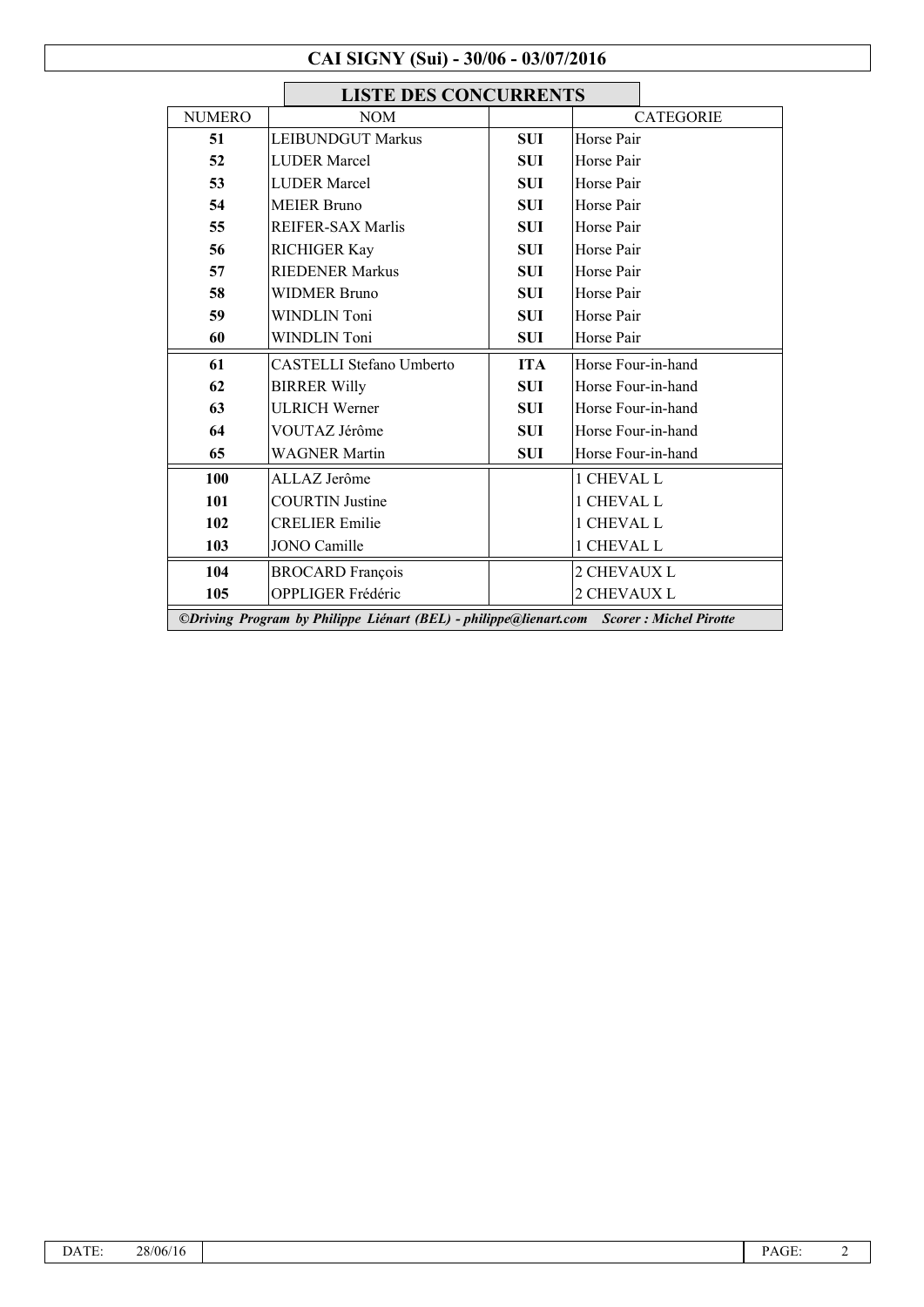# CAI SIGNY (Sui) - 30/06 - 03/07/2016

## LISTE DES CONCURRENTS

| NUMERO | NOM | | CATEGORIE |
|---|---|---|---|
| **51** | LEIBUNDGUT Markus | **SUI** | Horse Pair |
| **52** | LUDER Marcel | **SUI** | Horse Pair |
| **53** | LUDER Marcel | **SUI** | Horse Pair |
| **54** | MEIER Bruno | **SUI** | Horse Pair |
| **55** | REIFER-SAX Marlis | **SUI** | Horse Pair |
| **56** | RICHIGER Kay | **SUI** | Horse Pair |
| **57** | RIEDENER Markus | **SUI** | Horse Pair |
| **58** | WIDMER Bruno | **SUI** | Horse Pair |
| **59** | WINDLIN Toni | **SUI** | Horse Pair |
| **60** | WINDLIN Toni | **SUI** | Horse Pair |
| **61** | CASTELLI Stefano Umberto | **ITA** | Horse Four-in-hand |
| **62** | BIRRER Willy | **SUI** | Horse Four-in-hand |
| **63** | ULRICH Werner | **SUI** | Horse Four-in-hand |
| **64** | VOUTAZ Jérôme | **SUI** | Horse Four-in-hand |
| **65** | WAGNER Martin | **SUI** | Horse Four-in-hand |
| **100** | ALLAZ Jerôme | | 1 CHEVAL L |
| **101** | COURTIN Justine | | 1 CHEVAL L |
| **102** | CRELIER Emilie | | 1 CHEVAL L |
| **103** | JONO Camille | | 1 CHEVAL L |
| **104** | BROCARD François | | 2 CHEVAUX L |
| **105** | OPPLIGER Frédéric | | 2 CHEVAUX L |

***©Driving Program by Philippe Liénart (BEL) - philippe@lienart.com Scorer : Michel Pirotte***

DATE: 28/06/16